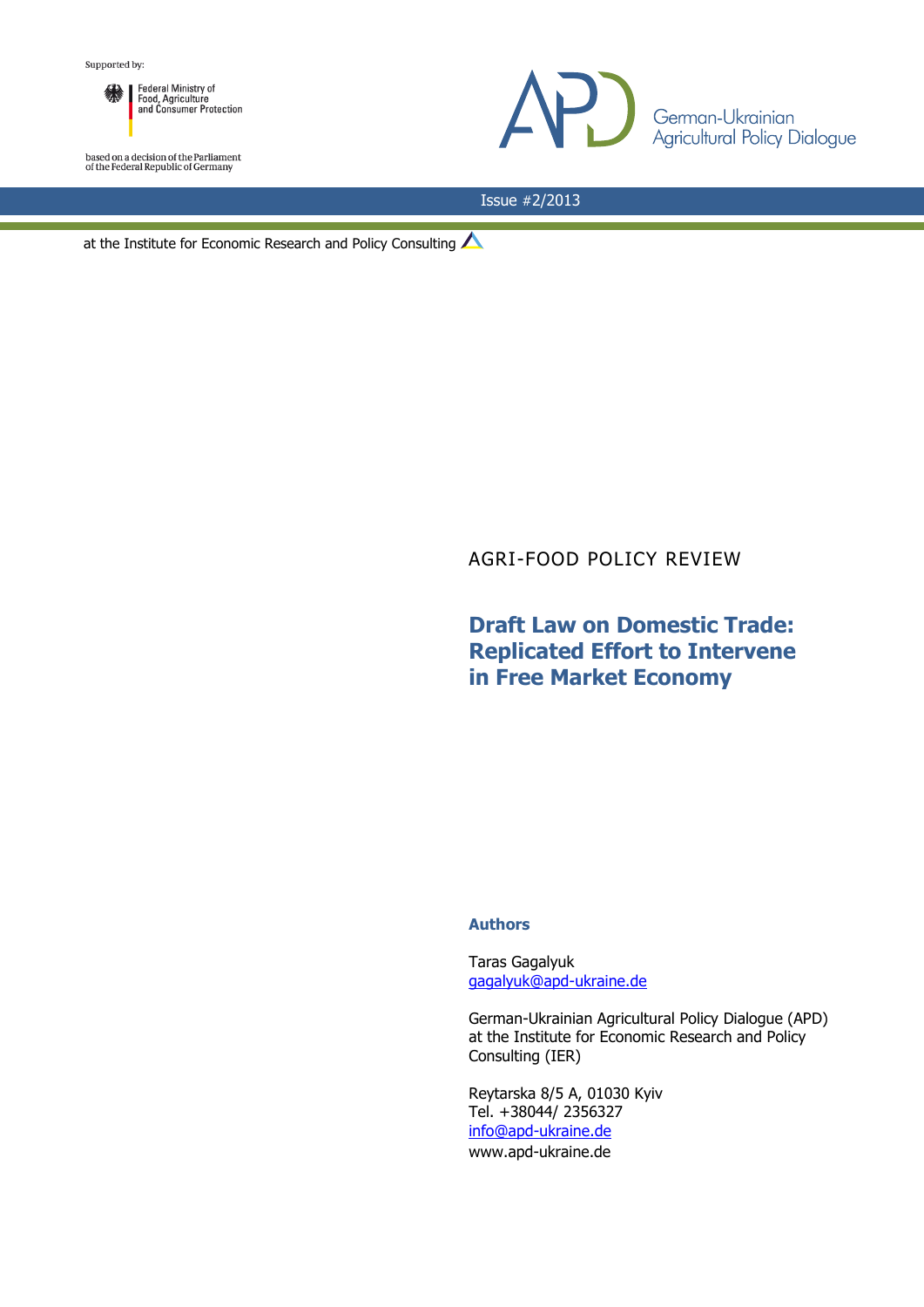Supported by:

Federal Ministry of Food, Agriculture and Consumer Protection

based on a decision of the Parliament of the Federal Republic of Germany

German-Ukrainian Agricultural Policy Dialogue

Issue #2/2013

at the Institute for Economic Research and Policy Consulting

AGRI-FOOD POLICY REVIEW

# Draft Law on Domestic Trade: Replicated Effort to Intervene in Free Market Economy

**Authors**

Taras Gagalyuk
gagalyuk@apd-ukraine.de

German-Ukrainian Agricultural Policy Dialogue (APD) at the Institute for Economic Research and Policy Consulting (IER)

Reytarska 8/5 A, 01030 Kyiv
Tel. +38044/ 2356327
info@apd-ukraine.de
www.apd-ukraine.de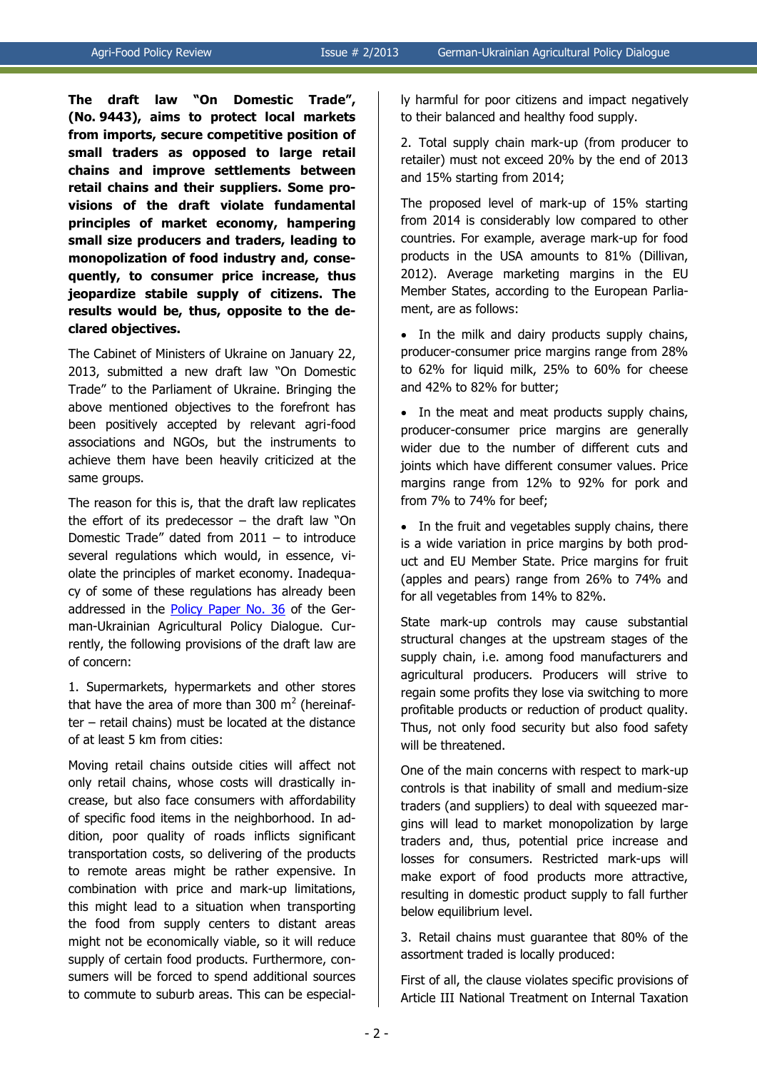**The draft law "On Domestic Trade", (No. 9443), aims to protect local markets from imports, secure competitive position of small traders as opposed to large retail chains and improve settlements between retail chains and their suppliers. Some provisions of the draft violate fundamental principles of market economy, hampering small size producers and traders, leading to monopolization of food industry and, consequently, to consumer price increase, thus jeopardize stabile supply of citizens. The results would be, thus, opposite to the declared objectives.**

The Cabinet of Ministers of Ukraine on January 22, 2013, submitted a new draft law "On Domestic Trade" to the Parliament of Ukraine. Bringing the above mentioned objectives to the forefront has been positively accepted by relevant agri-food associations and NGOs, but the instruments to achieve them have been heavily criticized at the same groups.

The reason for this is, that the draft law replicates the effort of its predecessor – the draft law "On Domestic Trade" dated from 2011 – to introduce several regulations which would, in essence, violate the principles of market economy. Inadequacy of some of these regulations has already been addressed in the Policy Paper No. 36 of the German-Ukrainian Agricultural Policy Dialogue. Currently, the following provisions of the draft law are of concern:

1. Supermarkets, hypermarkets and other stores that have the area of more than 300 $m^2$ (hereinafter – retail chains) must be located at the distance of at least 5 km from cities:

Moving retail chains outside cities will affect not only retail chains, whose costs will drastically increase, but also face consumers with affordability of specific food items in the neighborhood. In addition, poor quality of roads inflicts significant transportation costs, so delivering of the products to remote areas might be rather expensive. In combination with price and mark-up limitations, this might lead to a situation when transporting the food from supply centers to distant areas might not be economically viable, so it will reduce supply of certain food products. Furthermore, consumers will be forced to spend additional sources to commute to suburb areas. This can be especially harmful for poor citizens and impact negatively to their balanced and healthy food supply.

2. Total supply chain mark-up (from producer to retailer) must not exceed 20% by the end of 2013 and 15% starting from 2014;

The proposed level of mark-up of 15% starting from 2014 is considerably low compared to other countries. For example, average mark-up for food products in the USA amounts to 81% (Dillivan, 2012). Average marketing margins in the EU Member States, according to the European Parliament, are as follows:

- In the milk and dairy products supply chains, producer-consumer price margins range from 28% to 62% for liquid milk, 25% to 60% for cheese and 42% to 82% for butter;
- In the meat and meat products supply chains, producer-consumer price margins are generally wider due to the number of different cuts and joints which have different consumer values. Price margins range from 12% to 92% for pork and from 7% to 74% for beef;
- In the fruit and vegetables supply chains, there is a wide variation in price margins by both product and EU Member State. Price margins for fruit (apples and pears) range from 26% to 74% and for all vegetables from 14% to 82%.

State mark-up controls may cause substantial structural changes at the upstream stages of the supply chain, i.e. among food manufacturers and agricultural producers. Producers will strive to regain some profits they lose via switching to more profitable products or reduction of product quality. Thus, not only food security but also food safety will be threatened.

One of the main concerns with respect to mark-up controls is that inability of small and medium-size traders (and suppliers) to deal with squeezed margins will lead to market monopolization by large traders and, thus, potential price increase and losses for consumers. Restricted mark-ups will make export of food products more attractive, resulting in domestic product supply to fall further below equilibrium level.

3. Retail chains must guarantee that 80% of the assortment traded is locally produced:

First of all, the clause violates specific provisions of Article III National Treatment on Internal Taxation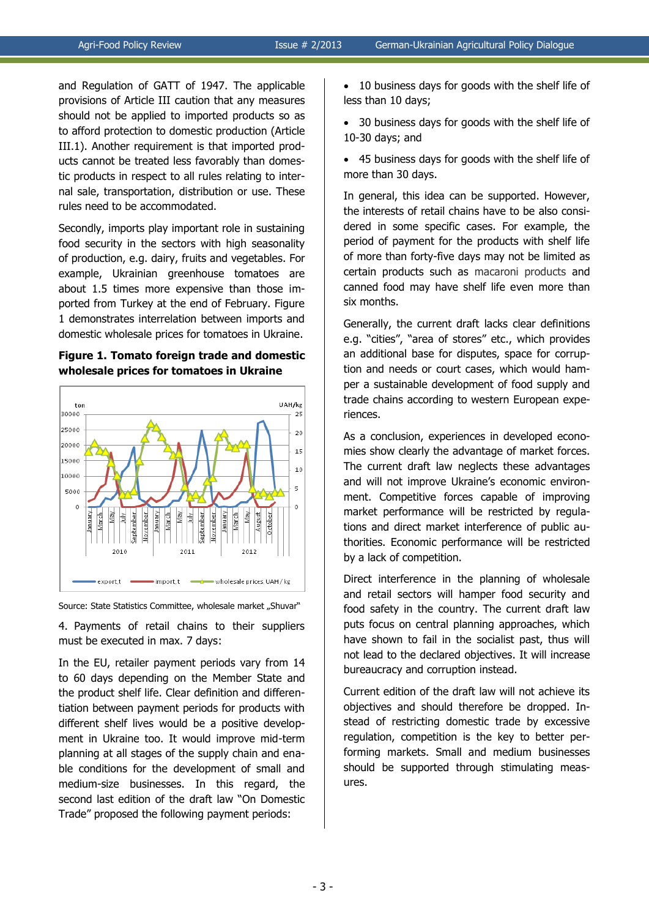and Regulation of GATT of 1947. The applicable provisions of Article III caution that any measures should not be applied to imported products so as to afford protection to domestic production (Article III.1). Another requirement is that imported products cannot be treated less favorably than domestic products in respect to all rules relating to internal sale, transportation, distribution or use. These rules need to be accommodated.

Secondly, imports play important role in sustaining food security in the sectors with high seasonality of production, e.g. dairy, fruits and vegetables. For example, Ukrainian greenhouse tomatoes are about 1.5 times more expensive than those imported from Turkey at the end of February. Figure 1 demonstrates interrelation between imports and domestic wholesale prices for tomatoes in Ukraine.

**Figure 1. Tomato foreign trade and domestic wholesale prices for tomatoes in Ukraine**

ton
30000
25000
20000
15000
10000
5000
0

UAH/kg
25
20
15
10
5
0

January
March
May
July
September
November
January
March
May
July
September
November
January
March
May
August
October

2010
2011
2012

export,t
import,t
wholesale prices, UAH / kg

Source: State Statistics Committee, wholesale market „Shuvar"

4. Payments of retail chains to their suppliers must be executed in max. 7 days:

In the EU, retailer payment periods vary from 14 to 60 days depending on the Member State and the product shelf life. Clear definition and differentiation between payment periods for products with different shelf lives would be a positive development in Ukraine too. It would improve mid-term planning at all stages of the supply chain and enable conditions for the development of small and medium-size businesses. In this regard, the second last edition of the draft law "On Domestic Trade" proposed the following payment periods:

- 10 business days for goods with the shelf life of less than 10 days;
- 30 business days for goods with the shelf life of 10-30 days; and
- 45 business days for goods with the shelf life of more than 30 days.

In general, this idea can be supported. However, the interests of retail chains have to be also considered in some specific cases. For example, the period of payment for the products with shelf life of more than forty-five days may not be limited as certain products such as macaroni products and canned food may have shelf life even more than six months.

Generally, the current draft lacks clear definitions e.g. "cities", "area of stores" etc., which provides an additional base for disputes, space for corruption and needs or court cases, which would hamper a sustainable development of food supply and trade chains according to western European experiences.

As a conclusion, experiences in developed economies show clearly the advantage of market forces. The current draft law neglects these advantages and will not improve Ukraine's economic environment. Competitive forces capable of improving market performance will be restricted by regulations and direct market interference of public authorities. Economic performance will be restricted by a lack of competition.

Direct interference in the planning of wholesale and retail sectors will hamper food security and food safety in the country. The current draft law puts focus on central planning approaches, which have shown to fail in the socialist past, thus will not lead to the declared objectives. It will increase bureaucracy and corruption instead.

Current edition of the draft law will not achieve its objectives and should therefore be dropped. Instead of restricting domestic trade by excessive regulation, competition is the key to better performing markets. Small and medium businesses should be supported through stimulating measures.